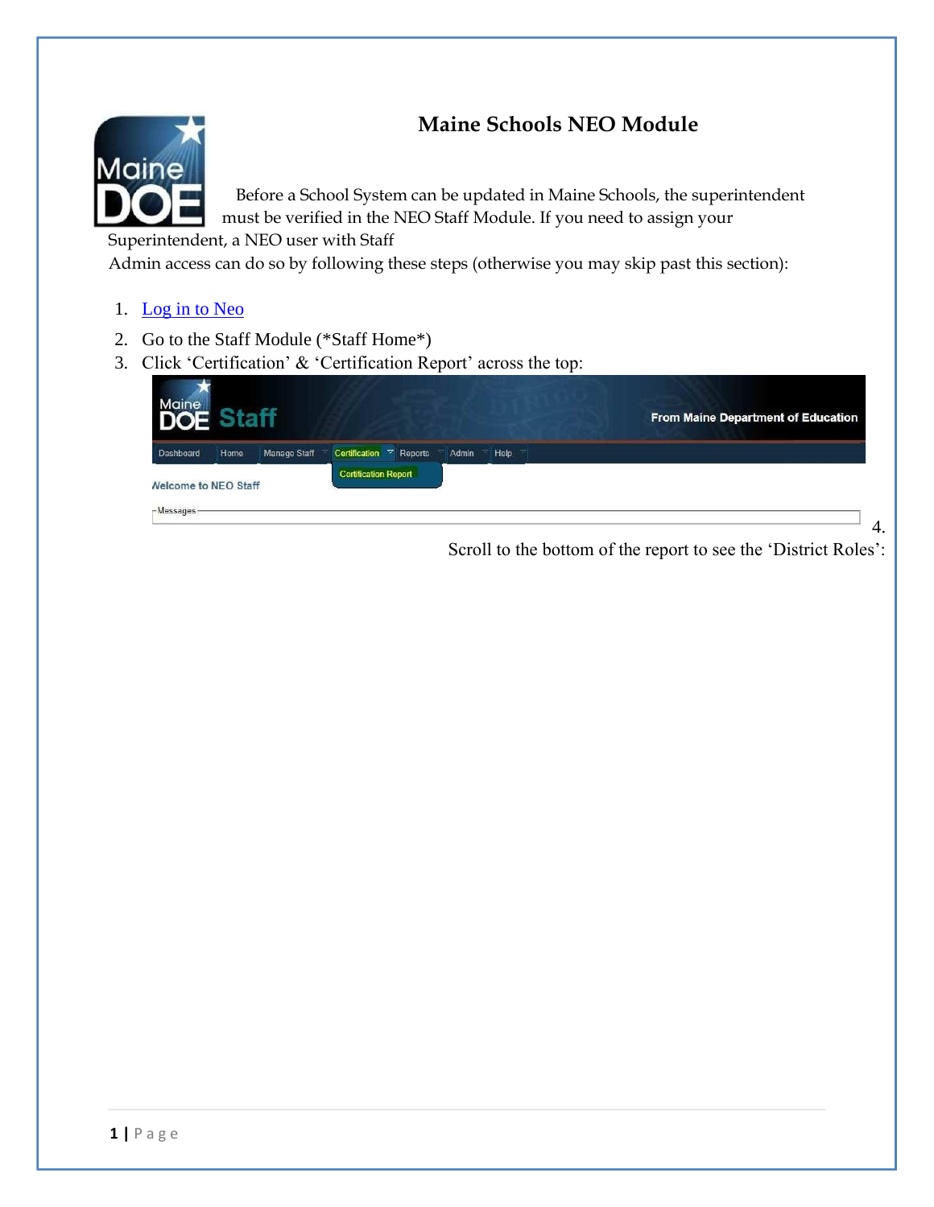# Maine Schools NEO Module

Before a School System can be updated in Maine Schools, the superintendent must be verified in the NEO Staff Module. If you need to assign your Superintendent, a NEO user with Staff Admin access can do so by following these steps (otherwise you may skip past this section):

1. [Log in to Neo]()
2. Go to the Staff Module (*Staff Home*)
3. Click 'Certification' & 'Certification Report' across the top:
4. Scroll to the bottom of the report to see the 'District Roles':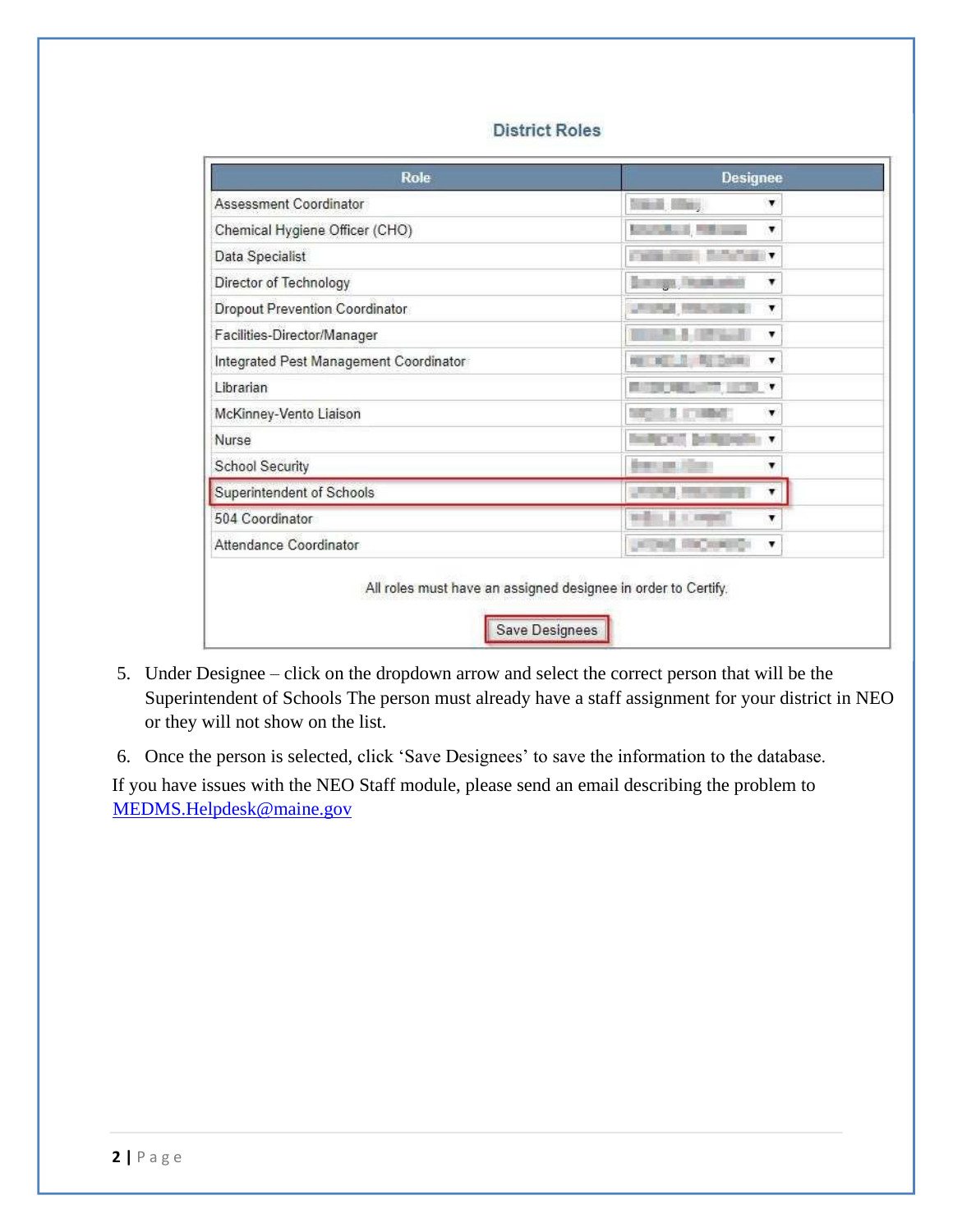### District Roles

| Role | Designee |
|---|---|
| Assessment Coordinator | |
| Chemical Hygiene Officer (CHO) | |
| Data Specialist | |
| Director of Technology | |
| Dropout Prevention Coordinator | |
| Facilities-Director/Manager | |
| Integrated Pest Management Coordinator | |
| Librarian | |
| McKinney-Vento Liaison | |
| Nurse | |
| School Security | |
| Superintendent of Schools | |
| 504 Coordinator | |
| Attendance Coordinator | |

All roles must have an assigned designee in order to Certify.

Save Designees

5. Under Designee – click on the dropdown arrow and select the correct person that will be the Superintendent of Schools The person must already have a staff assignment for your district in NEO or they will not show on the list.
6. Once the person is selected, click 'Save Designees' to save the information to the database.

If you have issues with the NEO Staff module, please send an email describing the problem to MEDMS.Helpdesk@maine.gov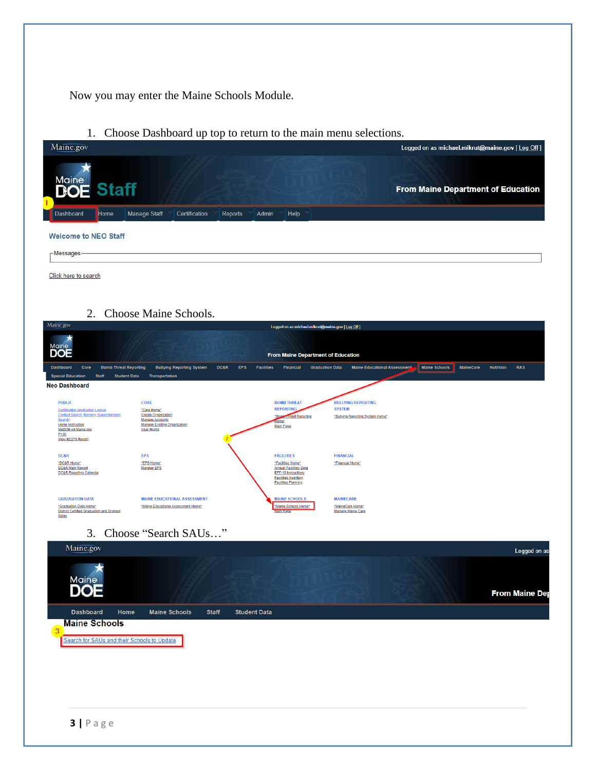Now you may enter the Maine Schools Module.

1. Choose Dashboard up top to return to the main menu selections.

2. Choose Maine Schools.

3. Choose "Search SAUs…"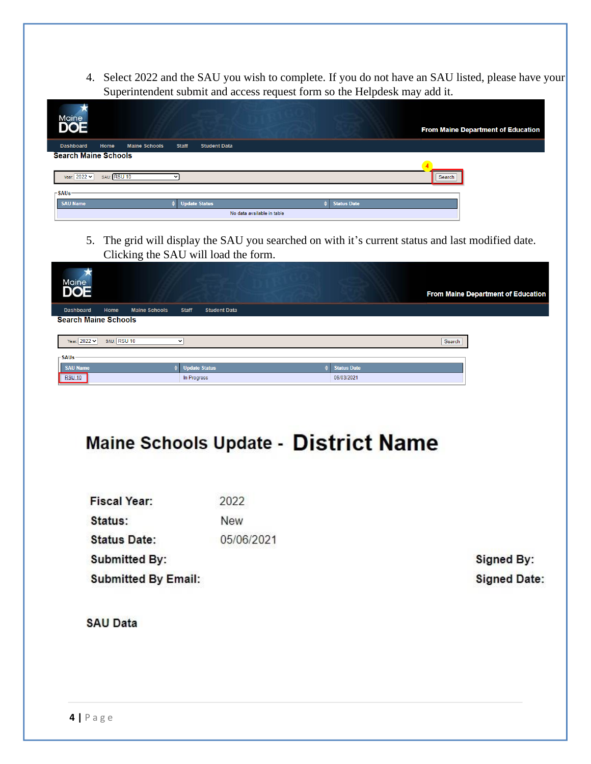4. Select 2022 and the SAU you wish to complete. If you do not have an SAU listed, please have your Superintendent submit and access request form so the Helpdesk may add it.

Maine DOE

From Maine Department of Education

Dashboard Home Maine Schools Staff Student Data

Search Maine Schools

Year: 2022 SAU: RSU 10 Search

SAUs

| SAU Name | Update Status | Status Date |
|---|---|---|
| No data available in table | | |

5. The grid will display the SAU you searched on with it's current status and last modified date. Clicking the SAU will load the form.

Maine DOE

From Maine Department of Education

Dashboard Home Maine Schools Staff Student Data

Search Maine Schools

Year: 2022 SAU: RSU 10 Search

SAUs

| SAU Name | Update Status | Status Date |
|---|---|---|
| RSU 10 | In Progress | 06/03/2021 |

## Maine Schools Update - District Name

| | |
|---|---|
| **Fiscal Year:** | 2022 |
| **Status:** | New |
| **Status Date:** | 05/06/2021 |
| **Submitted By:** | |
| **Submitted By Email:** | |

**Signed By:**

**Signed Date:**

**SAU Data**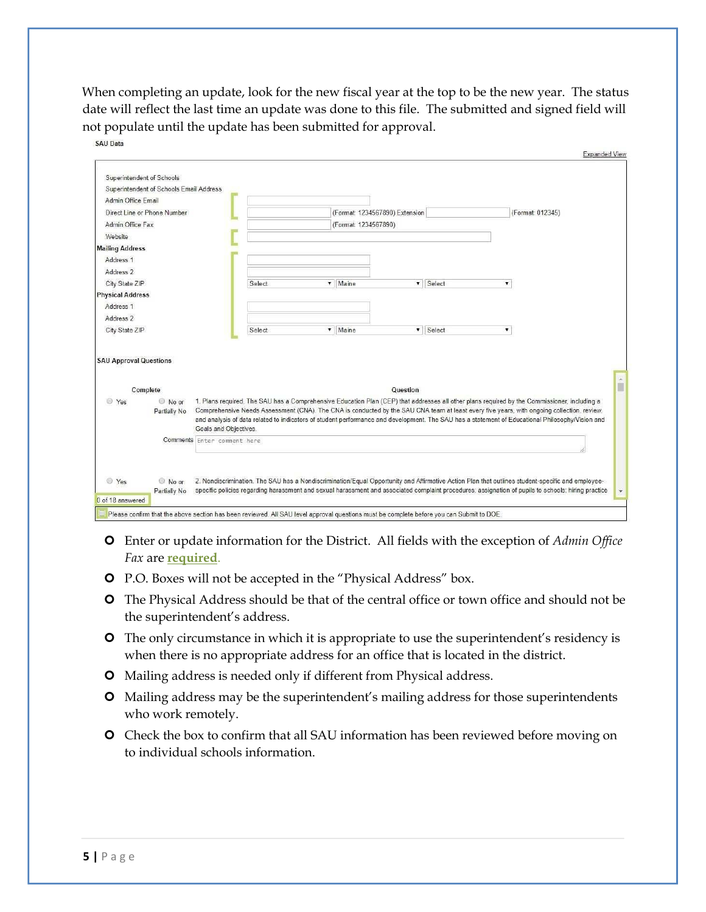When completing an update, look for the new fiscal year at the top to be the new year. The status date will reflect the last time an update was done to this file. The submitted and signed field will not populate until the update has been submitted for approval.

SAU Data

Expanded View

Superintendent of Schools
Superintendent of Schools Email Address
Admin Office Email
Direct Line or Phone Number (Format: 1234567890) Extension (Format: 012345)
Admin Office Fax (Format: 1234567890)
Website

Mailing Address
Address 1
Address 2
City State ZIP Select Maine Select

Physical Address
Address 1
Address 2
City State ZIP Select Maine Select

SAU Approval Questions

| Complete | | Question |
|---|---|---|
| Yes | No or Partially No | 1. Plans required. The SAU has a Comprehensive Education Plan (CEP) that addresses all other plans required by the Commissioner, including a Comprehensive Needs Assessment (CNA). The CNA is conducted by the SAU CNA team at least every five years, with ongoing collection, review, and analysis of data related to indicators of student performance and development. The SAU has a statement of Educational Philosophy/Vision and Goals and Objectives. |
| | Comments | Enter comment here |
| Yes | No or Partially No | 2. Nondiscrimination. The SAU has a Nondiscrimination/Equal Opportunity and Affirmative Action Plan that outlines student-specific and employee-specific policies regarding harassment and sexual harassment and associated complaint procedures; assignation of pupils to schools; hiring practice |

0 of 18 answered

Please confirm that the above section has been reviewed. All SAU level approval questions must be complete before you can Submit to DOE.

- Enter or update information for the District. All fields with the exception of *Admin Office Fax* are **required**.
- P.O. Boxes will not be accepted in the "Physical Address" box.
- The Physical Address should be that of the central office or town office and should not be the superintendent's address.
- The only circumstance in which it is appropriate to use the superintendent's residency is when there is no appropriate address for an office that is located in the district.
- Mailing address is needed only if different from Physical address.
- Mailing address may be the superintendent's mailing address for those superintendents who work remotely.
- Check the box to confirm that all SAU information has been reviewed before moving on to individual schools information.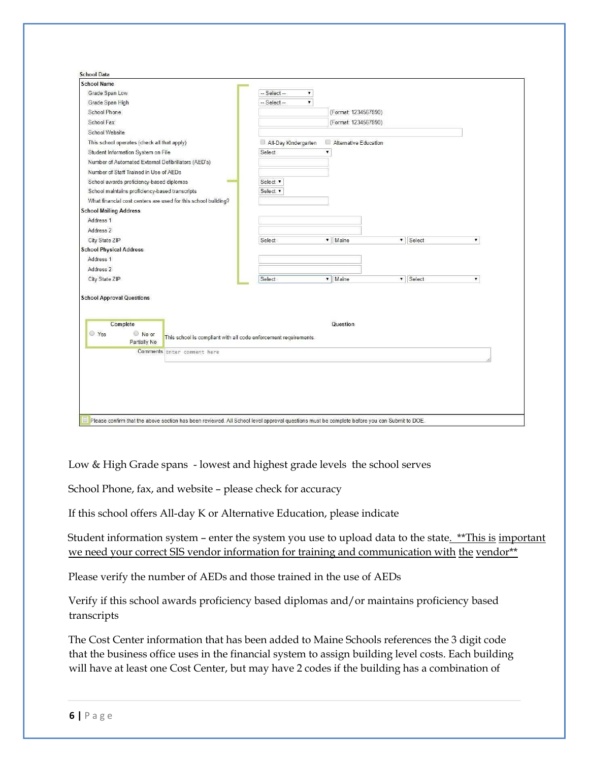School Data

| | |
|---|---|
| **School Name** | |
| Grade Span Low | -- Select -- |
| Grade Span High | -- Select -- |
| School Phone | (Format: 1234567890) |
| School Fax | (Format: 1234567890) |
| School Website | |
| This school operates (check all that apply) | All-Day Kindergarten / Alternative Education |
| Student Information System on File | Select |
| Number of Automated External Defibrillators (AED's) | |
| Number of Staff Trained in Use of AEDs | |
| School awards proficiency-based diplomas | Select |
| School maintains proficiency-based transcripts | Select |
| What financial cost centers are used for this school building? | |
| **School Mailing Address** | |
| Address 1 | |
| Address 2 | |
| City State ZIP | Select / Maine / Select |
| **School Physical Address** | |
| Address 1 | |
| Address 2 | |
| City State ZIP | Select / Maine / Select |

**School Approval Questions**

| Complete | Question |
|---|---|
| Yes / No or Partially No | This school is compliant with all code enforcement requirements. |
| Comments | Enter comment here |

Please confirm that the above section has been reviewed. All School level approval questions must be complete before you can Submit to DOE.

Low & High Grade spans - lowest and highest grade levels the school serves

School Phone, fax, and website – please check for accuracy

If this school offers All-day K or Alternative Education, please indicate

Student information system – enter the system you use to upload data to the state. **This is important we need your correct SIS vendor information for training and communication with the vendor**

Please verify the number of AEDs and those trained in the use of AEDs

Verify if this school awards proficiency based diplomas and/or maintains proficiency based transcripts

The Cost Center information that has been added to Maine Schools references the 3 digit code that the business office uses in the financial system to assign building level costs. Each building will have at least one Cost Center, but may have 2 codes if the building has a combination of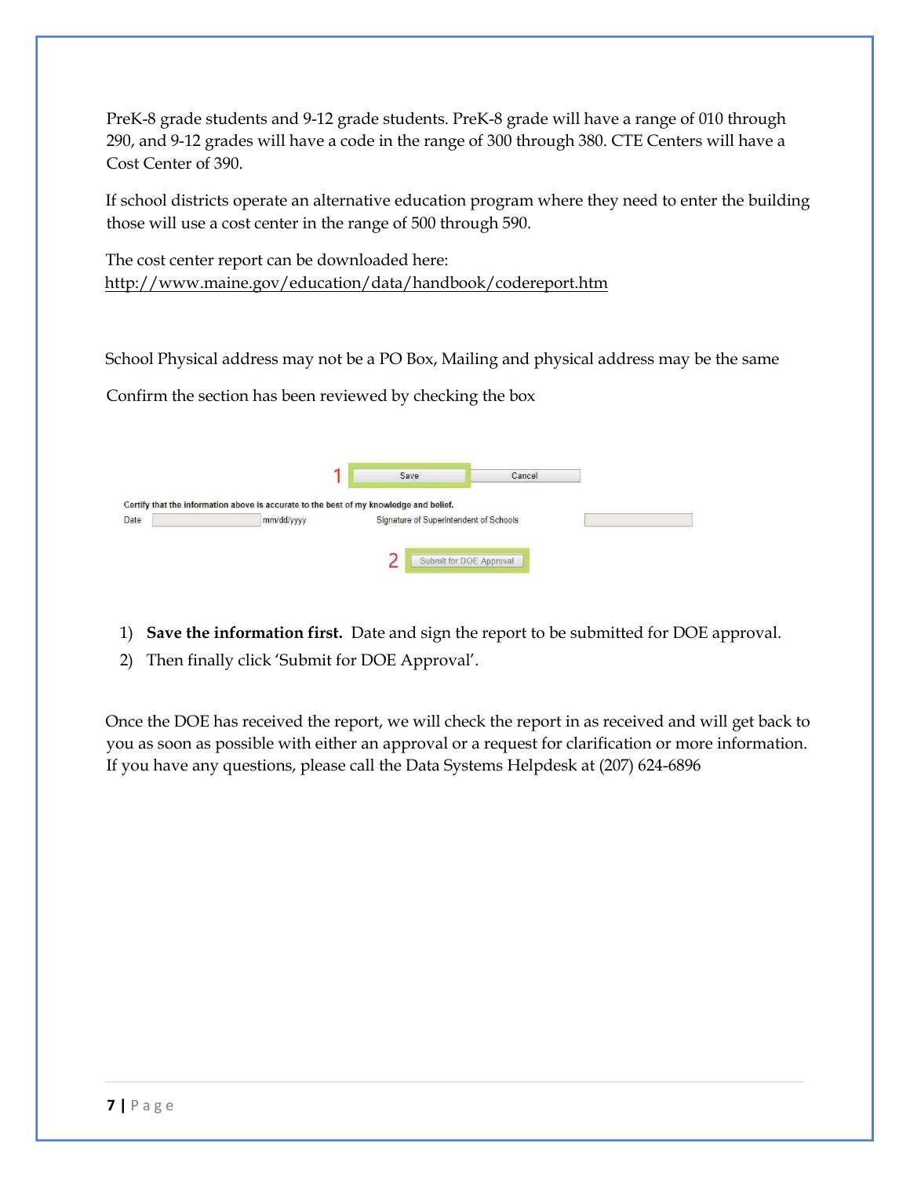PreK-8 grade students and 9-12 grade students. PreK-8 grade will have a range of 010 through 290, and 9-12 grades will have a code in the range of 300 through 380. CTE Centers will have a Cost Center of 390.

If school districts operate an alternative education program where they need to enter the building those will use a cost center in the range of 500 through 590.

The cost center report can be downloaded here:
http://www.maine.gov/education/data/handbook/codereport.htm

School Physical address may not be a PO Box, Mailing and physical address may be the same

Confirm the section has been reviewed by checking the box

1 Save Cancel

Certify that the information above is accurate to the best of my knowledge and belief.

Date mm/dd/yyyy Signature of Superintendent of Schools

2 Submit for DOE Approval

1) **Save the information first.** Date and sign the report to be submitted for DOE approval.
2) Then finally click 'Submit for DOE Approval'.

Once the DOE has received the report, we will check the report in as received and will get back to you as soon as possible with either an approval or a request for clarification or more information. If you have any questions, please call the Data Systems Helpdesk at (207) 624-6896